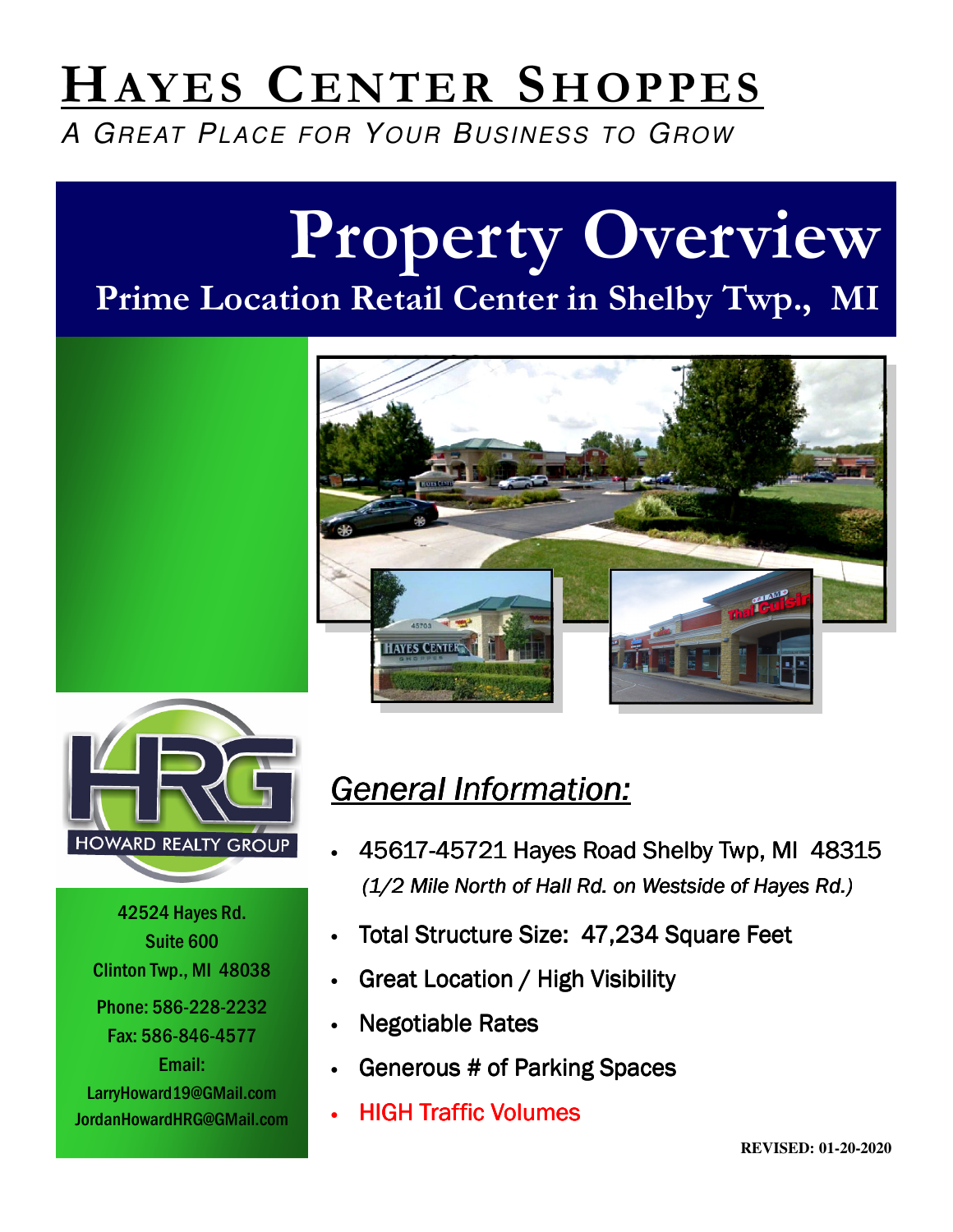# HAYES CENTER SHOPPES

*A GREAT PLACE FOR YOUR BUSINESS TO GROW*

## Property Overview

### Prime Location Retail Center in Shelby Twp., MI

HOWARD REALTY GROUP

42524 Hayes Rd.
Suite 600
Clinton Twp., MI 48038

Phone: 586-228-2232
Fax: 586-846-4577
Email:
LarryHoward19@GMail.com
JordanHowardHRG@GMail.com

## *General Information:*

- 45617-45721 Hayes Road Shelby Twp, MI 48315
  *(1/2 Mile North of Hall Rd. on Westside of Hayes Rd.)*
- Total Structure Size: 47,234 Square Feet
- Great Location / High Visibility
- Negotiable Rates
- Generous # of Parking Spaces
- HIGH Traffic Volumes

**REVISED: 01-20-2020**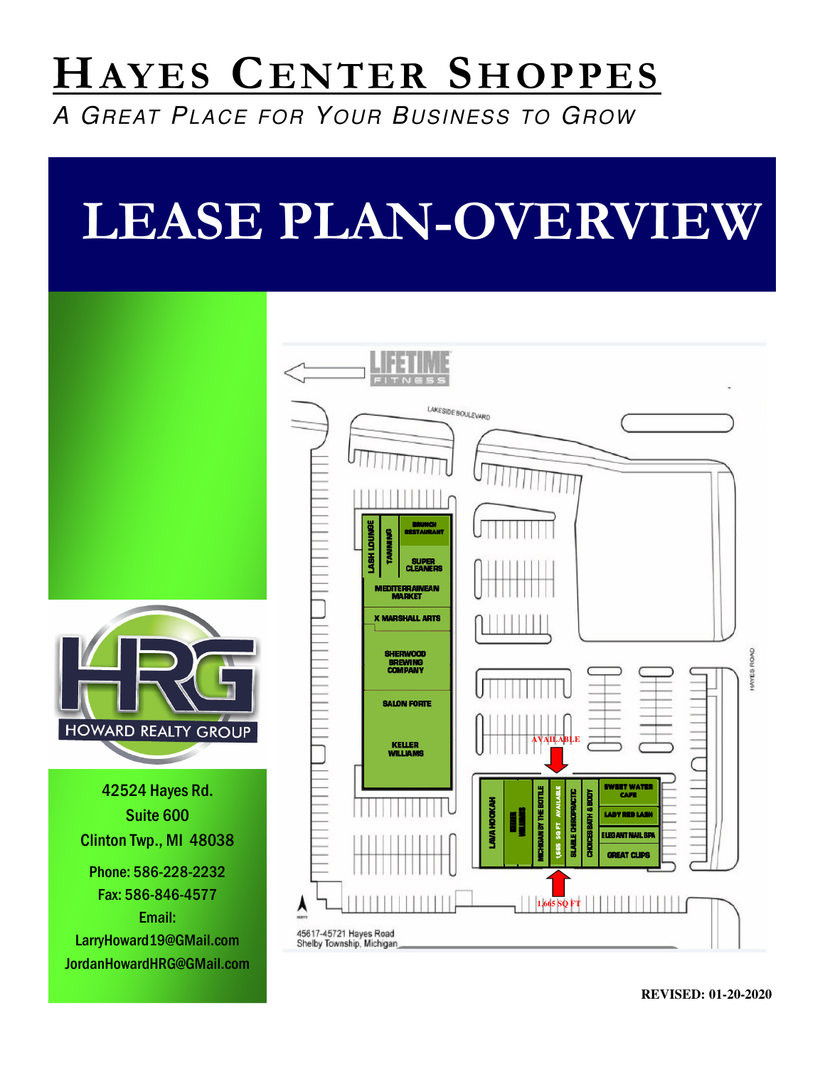# HAYES CENTER SHOPPES

*A GREAT PLACE FOR YOUR BUSINESS TO GROW*

# LEASE PLAN-OVERVIEW

LIFETIME FITNESS

LAKESIDE BOULEVARD

LASH LOUNGE

TANNING

BRUNCH RESTAURANT

SUPER CLEANERS

MEDITERRAINEAN MARKET

X MARSHALL ARTS

SHERWOOD BREWING COMPANY

SALON FORTE

KELLER WILLIAMS

HAYES ROAD

AVAILABLE

LAVA HOOKAH

MICHIGAN BY THE BOTTLE

1,665 SQ FT AVAILABLE

SLABLE CHIROPRACTIC

CHOICES BATH & BODY

SWEET WATER CAFE

LADY RED LASH

ELEGANT NAIL SPA

GREAT CLIPS

1,665 SQ FT

45617-45721 Hayes Road
Shelby Township, Michigan

HOWARD REALTY GROUP

42524 Hayes Rd.
Suite 600
Clinton Twp., MI 48038

Phone: 586-228-2232
Fax: 586-846-4577
Email:
LarryHoward19@GMail.com
JordanHowardHRG@GMail.com

**REVISED: 01-20-2020**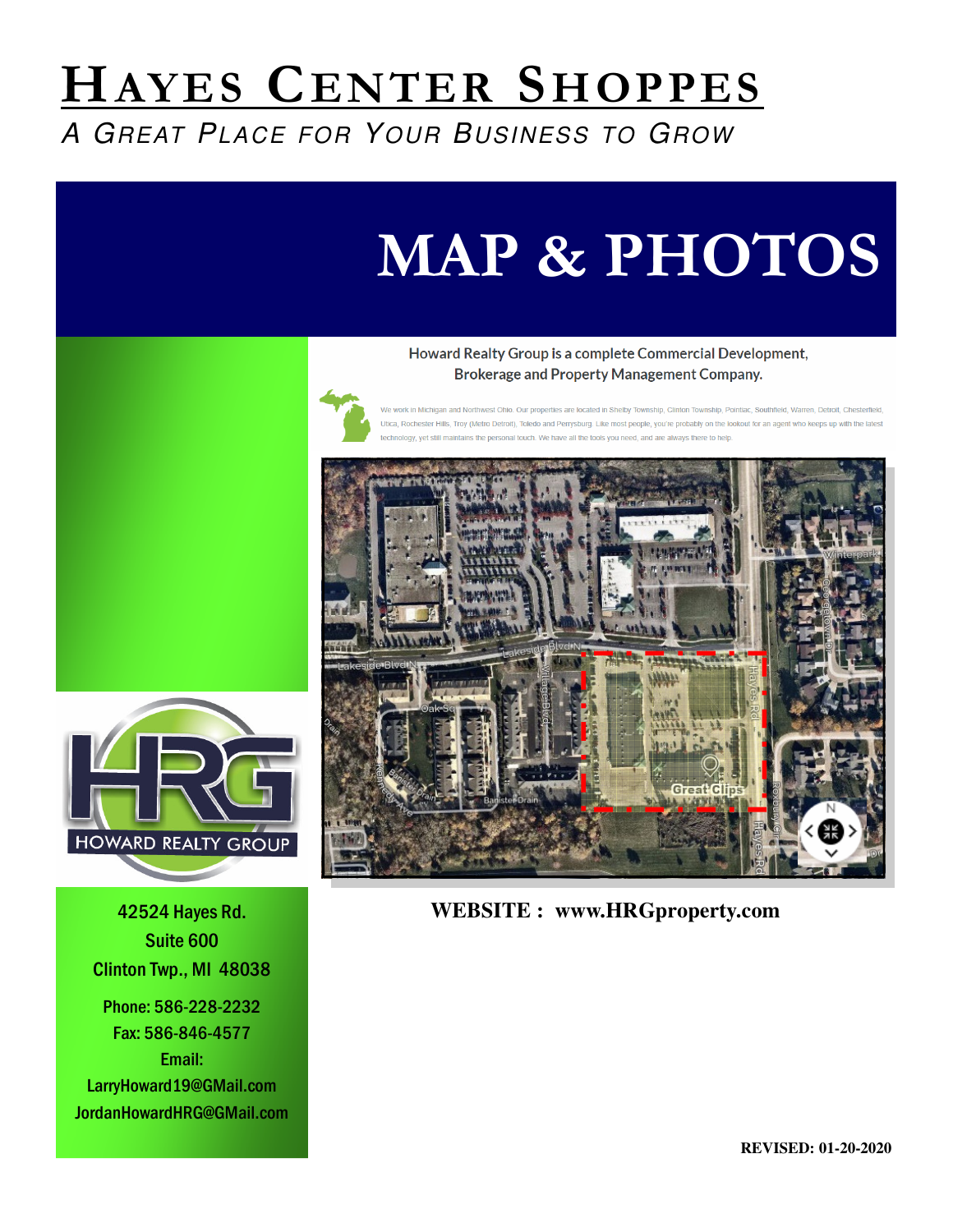# Hayes Center Shoppes

*A Great Place for Your Business to Grow*

# MAP & PHOTOS

Howard Realty Group is a complete Commercial Development, Brokerage and Property Management Company.

We work in Michigan and Northwest Ohio. Our properties are located in Shelby Township, Clinton Township, Pontiac, Southfield, Warren, Detroit, Chesterfield, Utica, Rochester Hills, Troy (Metro Detroit), Toledo and Perrysburg. Like most people, you're probably on the lookout for an agent who keeps up with the latest technology, yet still maintains the personal touch. We have all the tools you need, and are always there to help.

HOWARD REALTY GROUP

42524 Hayes Rd.
Suite 600
Clinton Twp., MI 48038

Phone: 586-228-2232
Fax: 586-846-4577
Email:
LarryHoward19@GMail.com
JordanHowardHRG@GMail.com

**WEBSITE : www.HRGproperty.com**

**REVISED: 01-20-2020**